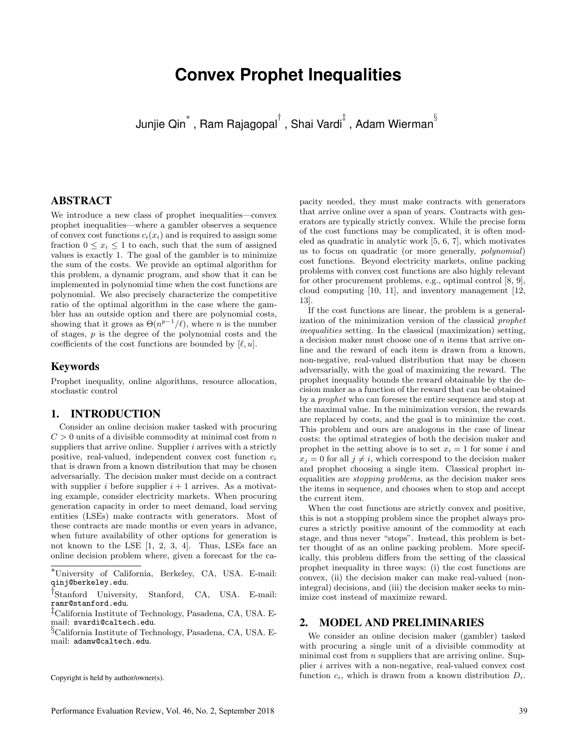# Convex Prophet Inequalities

Junjie Qin[*], Ram Rajagopal[†], Shai Vardi[‡], Adam Wierman[§]

## ABSTRACT

We introduce a new class of prophet inequalities—convex prophet inequalities—where a gambler observes a sequence of convex cost functions $c_i(x_i)$ and is required to assign some fraction $0 \le x_i \le 1$ to each, such that the sum of assigned values is exactly 1. The goal of the gambler is to minimize the sum of the costs. We provide an optimal algorithm for this problem, a dynamic program, and show that it can be implemented in polynomial time when the cost functions are polynomial. We also precisely characterize the competitive ratio of the optimal algorithm in the case where the gambler has an outside option and there are polynomial costs, showing that it grows as $\Theta(n^{p-1}/\ell)$, where $n$ is the number of stages, $p$ is the degree of the polynomial costs and the coefficients of the cost functions are bounded by $[\ell, u]$.

## Keywords

Prophet inequality, online algorithms, resource allocation, stochastic control

## 1. INTRODUCTION

Consider an online decision maker tasked with procuring $C > 0$ units of a divisible commodity at minimal cost from $n$ suppliers that arrive online. Supplier $i$ arrives with a strictly positive, real-valued, independent convex cost function $c_i$ that is drawn from a known distribution that may be chosen adversarially. The decision maker must decide on a contract with supplier $i$ before supplier $i + 1$ arrives. As a motivating example, consider electricity markets. When procuring generation capacity in order to meet demand, load serving entities (LSEs) make contracts with generators. Most of these contracts are made months or even years in advance, when future availability of other options for generation is not known to the LSE [1, 2, 3, 4]. Thus, LSEs face an online decision problem where, given a forecast for the capacity needed, they must make contracts with generators that arrive online over a span of years. Contracts with generators are typically strictly convex. While the precise form of the cost functions may be complicated, it is often modeled as quadratic in analytic work [5, 6, 7], which motivates us to focus on quadratic (or more generally, *polynomial*) cost functions. Beyond electricity markets, online packing problems with convex cost functions are also highly relevant for other procurement problems, e.g., optimal control [8, 9], cloud computing [10, 11], and inventory management [12, 13].

If the cost functions are linear, the problem is a generalization of the minimization version of the classical *prophet inequalities* setting. In the classical (maximization) setting, a decision maker must choose one of $n$ items that arrive online and the reward of each item is drawn from a known, non-negative, real-valued distribution that may be chosen adversarially, with the goal of maximizing the reward. The prophet inequality bounds the reward obtainable by the decision maker as a function of the reward that can be obtained by a *prophet* who can foresee the entire sequence and stop at the maximal value. In the minimization version, the rewards are replaced by costs, and the goal is to minimize the cost. This problem and ours are analogous in the case of linear costs: the optimal strategies of both the decision maker and prophet in the setting above is to set $x_i = 1$ for some $i$ and $x_j = 0$ for all $j \neq i$, which correspond to the decision maker and prophet choosing a single item. Classical prophet inequalities are *stopping problems*, as the decision maker sees the items in sequence, and chooses when to stop and accept the current item.

When the cost functions are strictly convex and positive, this is not a stopping problem since the prophet always procures a strictly positive amount of the commodity at each stage, and thus never "stops". Instead, this problem is better thought of as an online packing problem. More specifically, this problem differs from the setting of the classical prophet inequality in three ways: (i) the cost functions are convex, (ii) the decision maker can make real-valued (non-integral) decisions, and (iii) the decision maker seeks to minimize cost instead of maximize reward.

## 2. MODEL AND PRELIMINARIES

We consider an online decision maker (gambler) tasked with procuring a single unit of a divisible commodity at minimal cost from $n$ suppliers that are arriving online. Supplier $i$ arrives with a non-negative, real-valued convex cost function $c_i$, which is drawn from a known distribution $D_i$.

[*] University of California, Berkeley, CA, USA. E-mail: qinj@berkeley.edu.

[†] Stanford University, Stanford, CA, USA. E-mail: ramr@stanford.edu.

[‡] California Institute of Technology, Pasadena, CA, USA. E-mail: svardi@caltech.edu.

[§] California Institute of Technology, Pasadena, CA, USA. E-mail: adamw@caltech.edu.

Copyright is held by author/owner(s).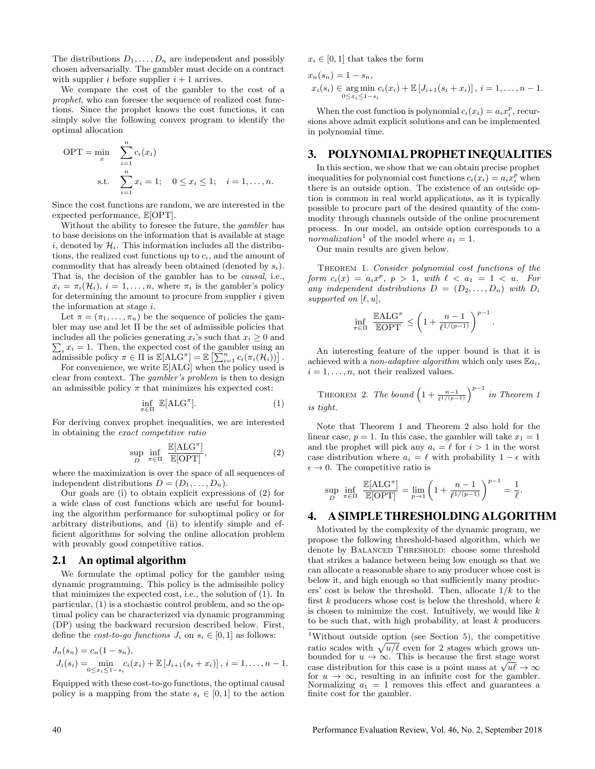The distributions $D_1, \ldots, D_n$ are independent and possibly chosen adversarially. The gambler must decide on a contract with supplier $i$ before supplier $i+1$ arrives.

We compare the cost of the gambler to the cost of a *prophet*, who can foresee the sequence of realized cost functions. Since the prophet knows the cost functions, it can simply solve the following convex program to identify the optimal allocation

$$\begin{aligned} \text{OPT} = \min_x \quad & \sum_{i=1}^{n} c_i(x_i) \\ \text{s.t.} \quad & \sum_{i=1}^{n} x_i = 1; \quad 0 \leq x_i \leq 1; \quad i = 1, \ldots, n. \end{aligned}$$

Since the cost functions are random, we are interested in the expected performance, $\mathbb{E}[\text{OPT}]$.

Without the ability to foresee the future, the *gambler* has to base decisions on the information that is available at stage $i$, denoted by $\mathcal{H}_i$. This information includes all the distributions, the realized cost functions up to $c_i$, and the amount of commodity that has already been obtained (denoted by $s_i$). That is, the decision of the gambler has to be *causal*, i.e., $x_i = \pi_i(\mathcal{H}_i)$, $i = 1, \ldots, n$, where $\pi_i$ is the gambler's policy for determining the amount to procure from supplier $i$ given the information at stage $i$.

Let $\pi = (\pi_1, \ldots, \pi_n)$ be the sequence of policies the gambler may use and let $\Pi$ be the set of admissible policies that includes all the policies generating $x_i$'s such that $x_i \geq 0$ and $\sum_i x_i = 1$. Then, the expected cost of the gambler using an admissible policy $\pi \in \Pi$ is $\mathbb{E}[\text{ALG}^\pi] = \mathbb{E}\left[\sum_{i=1}^{n} c_i(\pi_i(\mathcal{H}_i))\right]$.

For convenience, we write $\mathbb{E}[\text{ALG}]$ when the policy used is clear from context. The *gambler's problem* is then to design an admissible policy $\pi$ that minimizes his expected cost:

$$\inf_{\pi \in \Pi} \ \mathbb{E}[\text{ALG}^\pi]. \tag{1}$$

For deriving convex prophet inequalities, we are interested in obtaining the *exact competitive ratio*

$$\sup_D \inf_{\pi \in \Pi} \frac{\mathbb{E}[\text{ALG}^\pi]}{\mathbb{E}[\text{OPT}]}, \tag{2}$$

where the maximization is over the space of all sequences of independent distributions $D = (D_1, \ldots, D_n)$.

Our goals are (i) to obtain explicit expressions of (2) for a wide class of cost functions which are useful for bounding the algorithm performance for suboptimal policy or for arbitrary distributions, and (ii) to identify simple and efficient algorithms for solving the online allocation problem with provably good competitive ratios.

## 2.1 An optimal algorithm

We formulate the optimal policy for the gambler using dynamic programming. This policy is the admissible policy that minimizes the expected cost, i.e., the solution of (1). In particular, (1) is a stochastic control problem, and so the optimal policy can be characterized via dynamic programming (DP) using the backward recursion described below. First, define the *cost-to-go functions* $J_i$ on $s_i \in [0,1]$ as follows:

$$\begin{aligned} J_n(s_n) &= c_n(1 - s_n), \\ J_i(s_i) &= \min_{0 \leq x_i \leq 1 - s_i} c_i(x_i) + \mathbb{E}\left[J_{i+1}(s_i + x_i)\right], \ i = 1, \ldots, n-1. \end{aligned}$$

Equipped with these cost-to-go functions, the optimal causal policy is a mapping from the state $s_i \in [0,1]$ to the action $x_i \in [0,1]$ that takes the form

$$\begin{aligned} x_n(s_n) &= 1 - s_n, \\ x_i(s_i) &\in \operatorname*{arg\,min}_{0 \leq x_i \leq 1 - s_i} c_i(x_i) + \mathbb{E}\left[J_{i+1}(s_i + x_i)\right], \ i = 1, \ldots, n-1. \end{aligned}$$

When the cost function is polynomial $c_i(x_i) = a_i x_i^p$, recursions above admit explicit solutions and can be implemented in polynomial time.

# 3. POLYNOMIAL PROPHET INEQUALITIES

In this section, we show that we can obtain precise prophet inequalities for polynomial cost functions $c_i(x_i) = a_i x_i^p$ when there is an outside option. The existence of an outside option is common in real world applications, as it is typically possible to procure part of the desired quantity of the commodity through channels outside of the online procurement process. In our model, an outside option corresponds to a *normalization*[1] of the model where $a_1 = 1$.

Our main results are given below.

THEOREM 1. *Consider polynomial cost functions of the form $c_i(x) = a_i x^p$, $p > 1$, with $\ell < a_1 = 1 < u$. For any independent distributions $D = (D_2, \ldots, D_n)$ with $D_i$ supported on $[\ell, u]$,*

$$\inf_{\pi \in \Pi} \frac{\mathbb{E}\text{ALG}^\pi}{\mathbb{E}\text{OPT}} \leq \left(1 + \frac{n-1}{\ell^{1/(p-1)}}\right)^{p-1}.$$

An interesting feature of the upper bound is that it is achieved with a *non-adaptive algorithm* which only uses $\mathbb{E}a_i$, $i = 1, \ldots, n$, not their realized values.

THEOREM 2. *The bound $\left(1 + \frac{n-1}{\ell^{1/(p-1)}}\right)^{p-1}$ in Theorem 1 is tight.*

Note that Theorem 1 and Theorem 2 also hold for the linear case, $p = 1$. In this case, the gambler will take $x_1 = 1$ and the prophet will pick any $a_i = \ell$ for $i > 1$ in the worst case distribution where $a_i = \ell$ with probability $1 - \epsilon$ with $\epsilon \to 0$. The competitive ratio is

$$\sup_D \inf_{\pi \in \Pi} \frac{\mathbb{E}[\text{ALG}^\pi]}{\mathbb{E}[\text{OPT}]} = \lim_{p \to 1} \left(1 + \frac{n-1}{\ell^{1/(p-1)}}\right)^{p-1} = \frac{1}{\ell}.$$

# 4. A SIMPLE THRESHOLDING ALGORITHM

Motivated by the complexity of the dynamic program, we propose the following threshold-based algorithm, which we denote by BALANCED THRESHOLD: choose some threshold that strikes a balance between being low enough so that we can allocate a reasonable share to any producer whose cost is below it, and high enough so that sufficiently many producers' cost is below the threshold. Then, allocate $1/k$ to the first $k$ producers whose cost is below the threshold, where $k$ is chosen to minimize the cost. Intuitively, we would like $k$ to be such that, with high probability, at least $k$ producers

[1] Without outside option (see Section 5), the competitive ratio scales with $\sqrt{u/\ell}$ even for 2 stages which grows unbounded for $u \to \infty$. This is because the first stage worst case distribution for this case is a point mass at $\sqrt{u\ell} \to \infty$ for $u \to \infty$, resulting in an infinite cost for the gambler. Normalizing $a_1 = 1$ removes this effect and guarantees a finite cost for the gambler.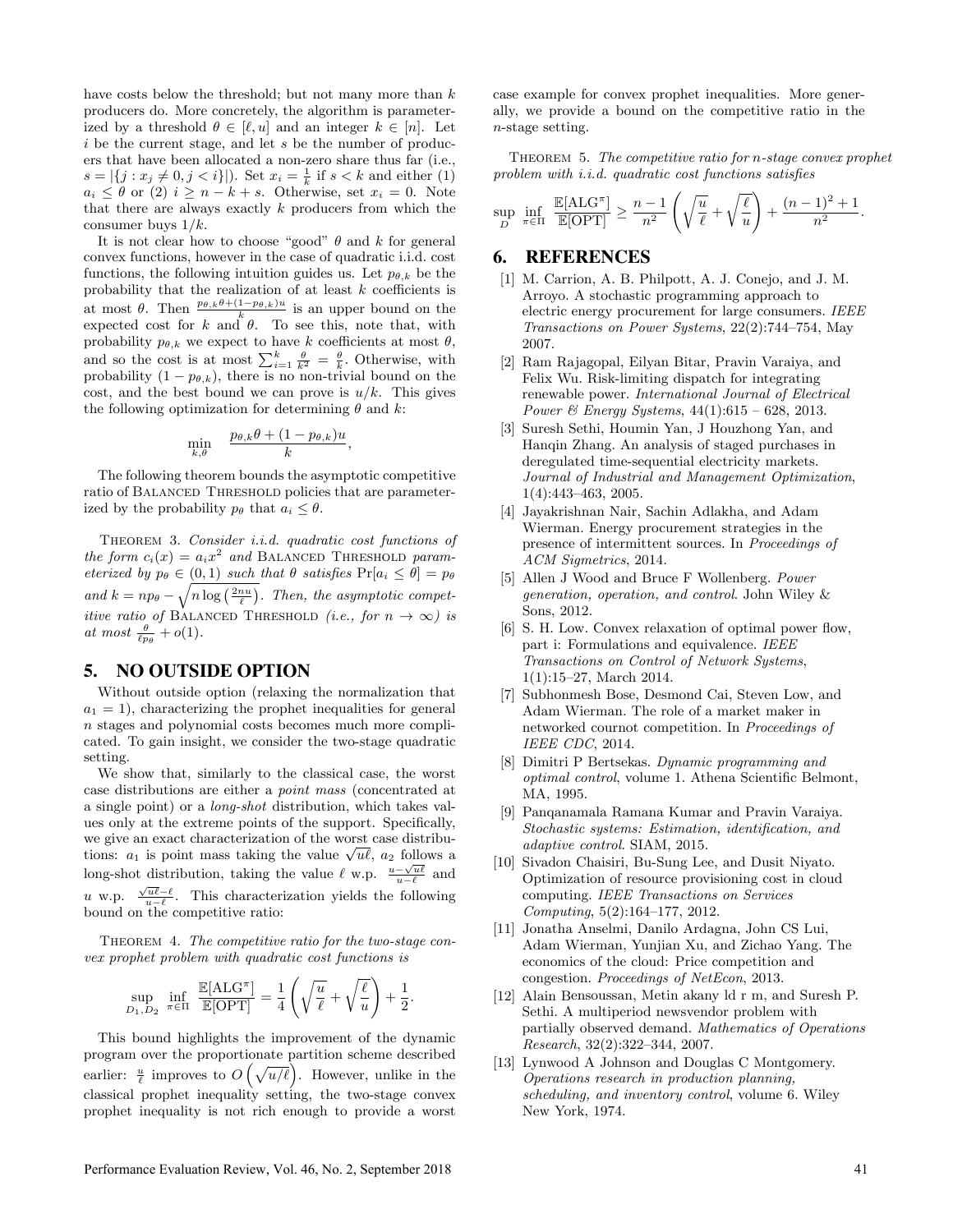have costs below the threshold; but not many more than $k$ producers do. More concretely, the algorithm is parameterized by a threshold $\theta \in [\ell, u]$ and an integer $k \in [n]$. Let $i$ be the current stage, and let $s$ be the number of producers that have been allocated a non-zero share thus far (i.e., $s = |\{j : x_j \neq 0, j < i\}|$). Set $x_i = \frac{1}{k}$ if $s < k$ and either (1) $a_i \leq \theta$ or (2) $i \geq n - k + s$. Otherwise, set $x_i = 0$. Note that there are always exactly $k$ producers from which the consumer buys $1/k$.

It is not clear how to choose "good" $\theta$ and $k$ for general convex functions, however in the case of quadratic i.i.d. cost functions, the following intuition guides us. Let $p_{\theta,k}$ be the probability that the realization of at least $k$ coefficients is at most $\theta$. Then $\frac{p_{\theta,k}\theta + (1-p_{\theta,k})u}{k}$ is an upper bound on the expected cost for $k$ and $\theta$. To see this, note that, with probability $p_{\theta,k}$ we expect to have $k$ coefficients at most $\theta$, and so the cost is at most $\sum_{i=1}^{k} \frac{\theta}{k^2} = \frac{\theta}{k}$. Otherwise, with probability $(1 - p_{\theta,k})$, there is no non-trivial bound on the cost, and the best bound we can prove is $u/k$. This gives the following optimization for determining $\theta$ and $k$:

$$\min_{k,\theta} \quad \frac{p_{\theta,k}\theta + (1-p_{\theta,k})u}{k},$$

The following theorem bounds the asymptotic competitive ratio of Balanced Threshold policies that are parameterized by the probability $p_\theta$ that $a_i \leq \theta$.

Theorem 3. *Consider i.i.d. quadratic cost functions of the form $c_i(x) = a_i x^2$ and* Balanced Threshold *parameterized by $p_\theta \in (0, 1)$ such that $\theta$ satisfies $\Pr[a_i \leq \theta] = p_\theta$ and $k = np_\theta - \sqrt{n \log\left(\frac{2nu}{\ell}\right)}$. Then, the asymptotic competitive ratio of* Balanced Threshold *(i.e., for $n \to \infty$) is at most $\frac{\theta}{\ell p_\theta} + o(1)$.*

# 5. NO OUTSIDE OPTION

Without outside option (relaxing the normalization that $a_1 = 1$), characterizing the prophet inequalities for general $n$ stages and polynomial costs becomes much more complicated. To gain insight, we consider the two-stage quadratic setting.

We show that, similarly to the classical case, the worst case distributions are either a *point mass* (concentrated at a single point) or a *long-shot* distribution, which takes values only at the extreme points of the support. Specifically, we give an exact characterization of the worst case distributions: $a_1$ is point mass taking the value $\sqrt{u\ell}$, $a_2$ follows a long-shot distribution, taking the value $\ell$ w.p. $\frac{u-\sqrt{u\ell}}{u-\ell}$ and $u$ w.p. $\frac{\sqrt{u\ell}-\ell}{u-\ell}$. This characterization yields the following bound on the competitive ratio:

Theorem 4. *The competitive ratio for the two-stage convex prophet problem with quadratic cost functions is*

$$\sup_{D_1,D_2} \inf_{\pi \in \Pi} \frac{\mathbb{E}[\text{ALG}^\pi]}{\mathbb{E}[\text{OPT}]} = \frac{1}{4}\left(\sqrt{\frac{u}{\ell}} + \sqrt{\frac{\ell}{u}}\right) + \frac{1}{2}.$$

This bound highlights the improvement of the dynamic program over the proportionate partition scheme described earlier: $\frac{u}{\ell}$ improves to $O\left(\sqrt{u/\ell}\right)$. However, unlike in the classical prophet inequality setting, the two-stage convex prophet inequality is not rich enough to provide a worst case example for convex prophet inequalities. More generally, we provide a bound on the competitive ratio in the $n$-stage setting.

Theorem 5. *The competitive ratio for $n$-stage convex prophet problem with i.i.d. quadratic cost functions satisfies*

$$\sup_{D} \inf_{\pi \in \Pi} \frac{\mathbb{E}[\text{ALG}^\pi]}{\mathbb{E}[\text{OPT}]} \geq \frac{n-1}{n^2}\left(\sqrt{\frac{u}{\ell}} + \sqrt{\frac{\ell}{u}}\right) + \frac{(n-1)^2+1}{n^2}.$$

# 6. REFERENCES

[1] M. Carrion, A. B. Philpott, A. J. Conejo, and J. M. Arroyo. A stochastic programming approach to electric energy procurement for large consumers. *IEEE Transactions on Power Systems*, 22(2):744–754, May 2007.

[2] Ram Rajagopal, Eilyan Bitar, Pravin Varaiya, and Felix Wu. Risk-limiting dispatch for integrating renewable power. *International Journal of Electrical Power & Energy Systems*, 44(1):615 – 628, 2013.

[3] Suresh Sethi, Houmin Yan, J Houzhong Yan, and Hanqin Zhang. An analysis of staged purchases in deregulated time-sequential electricity markets. *Journal of Industrial and Management Optimization*, 1(4):443–463, 2005.

[4] Jayakrishnan Nair, Sachin Adlakha, and Adam Wierman. Energy procurement strategies in the presence of intermittent sources. In *Proceedings of ACM Sigmetrics*, 2014.

[5] Allen J Wood and Bruce F Wollenberg. *Power generation, operation, and control*. John Wiley & Sons, 2012.

[6] S. H. Low. Convex relaxation of optimal power flow, part i: Formulations and equivalence. *IEEE Transactions on Control of Network Systems*, 1(1):15–27, March 2014.

[7] Subhonmesh Bose, Desmond Cai, Steven Low, and Adam Wierman. The role of a market maker in networked cournot competition. In *Proceedings of IEEE CDC*, 2014.

[8] Dimitri P Bertsekas. *Dynamic programming and optimal control*, volume 1. Athena Scientific Belmont, MA, 1995.

[9] Panqanamala Ramana Kumar and Pravin Varaiya. *Stochastic systems: Estimation, identification, and adaptive control*. SIAM, 2015.

[10] Sivadon Chaisiri, Bu-Sung Lee, and Dusit Niyato. Optimization of resource provisioning cost in cloud computing. *IEEE Transactions on Services Computing*, 5(2):164–177, 2012.

[11] Jonatha Anselmi, Danilo Ardagna, John CS Lui, Adam Wierman, Yunjian Xu, and Zichao Yang. The economics of the cloud: Price competition and congestion. *Proceedings of NetEcon*, 2013.

[12] Alain Bensoussan, Metin akany ld r m, and Suresh P. Sethi. A multiperiod newsvendor problem with partially observed demand. *Mathematics of Operations Research*, 32(2):322–344, 2007.

[13] Lynwood A Johnson and Douglas C Montgomery. *Operations research in production planning, scheduling, and inventory control*, volume 6. Wiley New York, 1974.